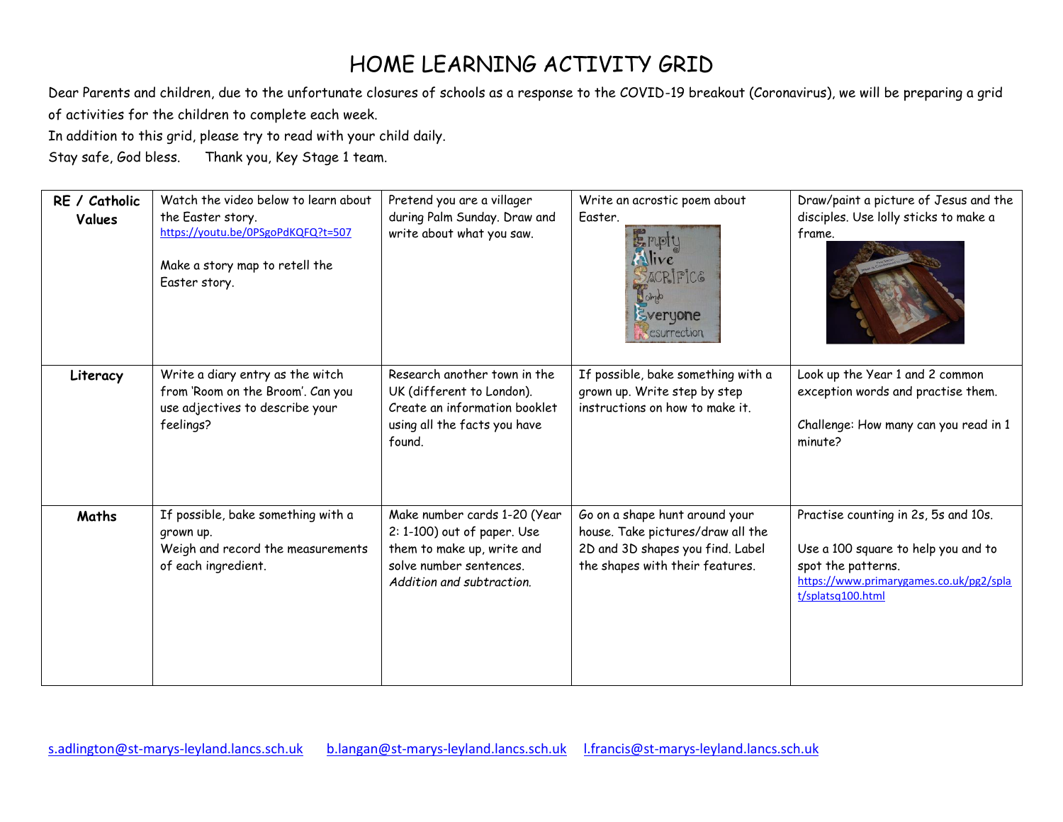# HOME LEARNING ACTIVITY GRID

Dear Parents and children, due to the unfortunate closures of schools as a response to the COVID-19 breakout (Coronavirus), we will be preparing a grid of activities for the children to complete each week.

In addition to this grid, please try to read with your child daily.

Stay safe, God bless. Thank you, Key Stage 1 team.

| | | | | |
|---|---|---|---|---|
| **RE / Catholic Values** | Watch the video below to learn about the Easter story. https://youtu.be/0PSgoPdKQFQ?t=507 <br><br> Make a story map to retell the Easter story. | Pretend you are a villager during Palm Sunday. Draw and write about what you saw. | Write an acrostic poem about Easter. | Draw/paint a picture of Jesus and the disciples. Use lolly sticks to make a frame. |
| **Literacy** | Write a diary entry as the witch from 'Room on the Broom'. Can you use adjectives to describe your feelings? | Research another town in the UK (different to London). Create an information booklet using all the facts you have found. | If possible, bake something with a grown up. Write step by step instructions on how to make it. | Look up the Year 1 and 2 common exception words and practise them. <br><br> Challenge: How many can you read in 1 minute? |
| **Maths** | If possible, bake something with a grown up. <br> Weigh and record the measurements of each ingredient. | Make number cards 1-20 (Year 2: 1-100) out of paper. Use them to make up, write and solve number sentences. <br> *Addition and subtraction.* | Go on a shape hunt around your house. Take pictures/draw all the 2D and 3D shapes you find. Label the shapes with their features. | Practise counting in 2s, 5s and 10s. <br><br> Use a 100 square to help you and to spot the patterns. <br> https://www.primarygames.co.uk/pg2/splat/splatsq100.html |

s.adlington@st-marys-leyland.lancs.sch.uk b.langan@st-marys-leyland.lancs.sch.uk l.francis@st-marys-leyland.lancs.sch.uk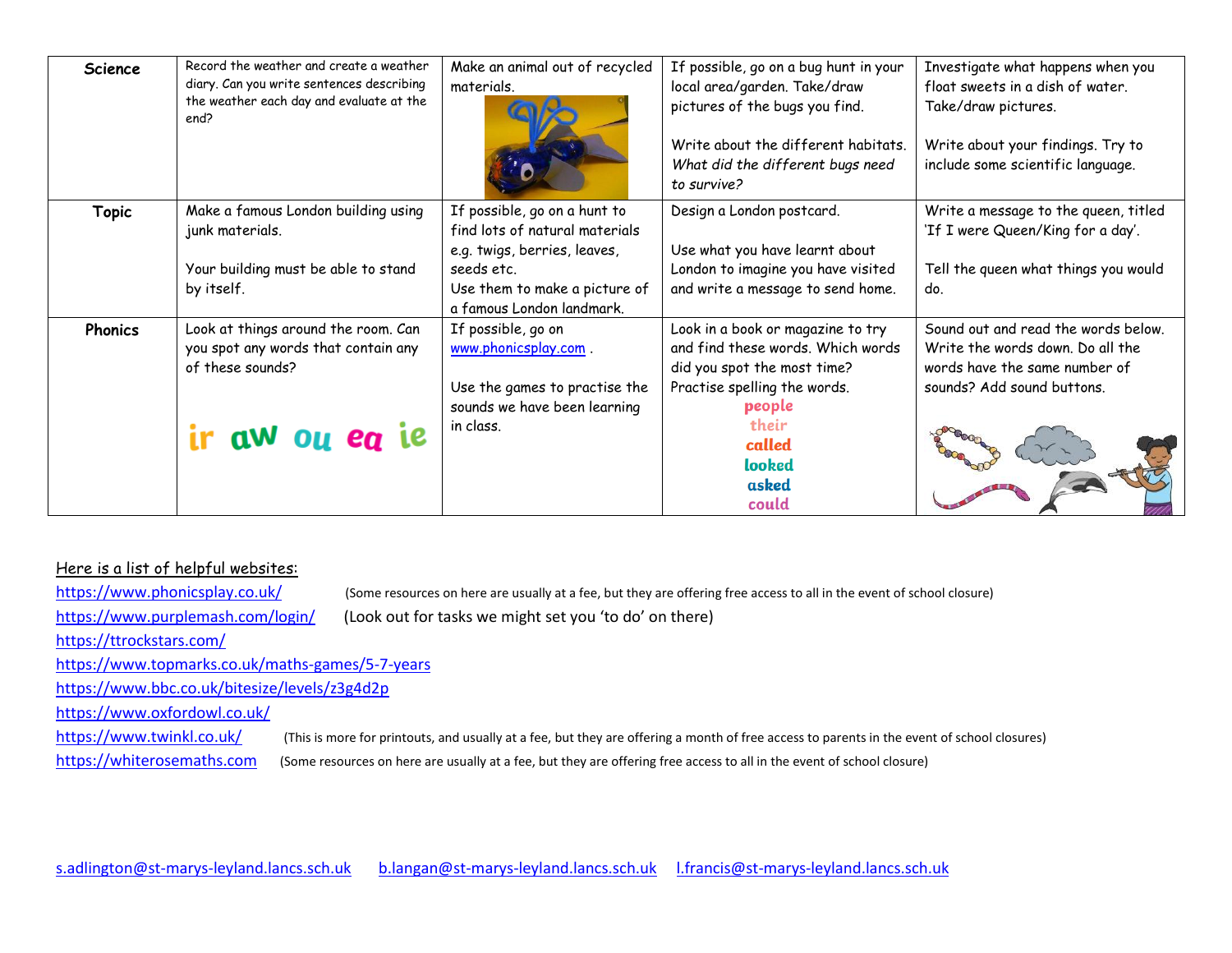| | | | | |
|---|---|---|---|---|
| **Science** | Record the weather and create a weather diary. Can you write sentences describing the weather each day and evaluate at the end? | Make an animal out of recycled materials. | If possible, go on a bug hunt in your local area/garden. Take/draw pictures of the bugs you find.<br><br>Write about the different habitats. *What did the different bugs need to survive?* | Investigate what happens when you float sweets in a dish of water. Take/draw pictures.<br><br>Write about your findings. Try to include some scientific language. |
| **Topic** | Make a famous London building using junk materials.<br><br>Your building must be able to stand by itself. | If possible, go on a hunt to find lots of natural materials e.g. twigs, berries, leaves, seeds etc.<br>Use them to make a picture of a famous London landmark. | Design a London postcard.<br><br>Use what you have learnt about London to imagine you have visited and write a message to send home. | Write a message to the queen, titled 'If I were Queen/King for a day'.<br><br>Tell the queen what things you would do. |
| **Phonics** | Look at things around the room. Can you spot any words that contain any of these sounds?<br><br>ir aw ou ea ie | If possible, go on www.phonicsplay.com .<br><br>Use the games to practise the sounds we have been learning in class. | Look in a book or magazine to try and find these words. Which words did you spot the most time?<br>Practise spelling the words.<br>people<br>their<br>called<br>looked<br>asked<br>could | Sound out and read the words below. Write the words down. Do all the words have the same number of sounds? Add sound buttons. |

Here is a list of helpful websites:

https://www.phonicsplay.co.uk/ (Some resources on here are usually at a fee, but they are offering free access to all in the event of school closure)

https://www.purplemash.com/login/ (Look out for tasks we might set you 'to do' on there)

https://ttrockstars.com/

https://www.topmarks.co.uk/maths-games/5-7-years

https://www.bbc.co.uk/bitesize/levels/z3g4d2p

https://www.oxfordowl.co.uk/

https://www.twinkl.co.uk/ (This is more for printouts, and usually at a fee, but they are offering a month of free access to parents in the event of school closures)

https://whiterosemaths.com (Some resources on here are usually at a fee, but they are offering free access to all in the event of school closure)

s.adlington@st-marys-leyland.lancs.sch.uk b.langan@st-marys-leyland.lancs.sch.uk l.francis@st-marys-leyland.lancs.sch.uk